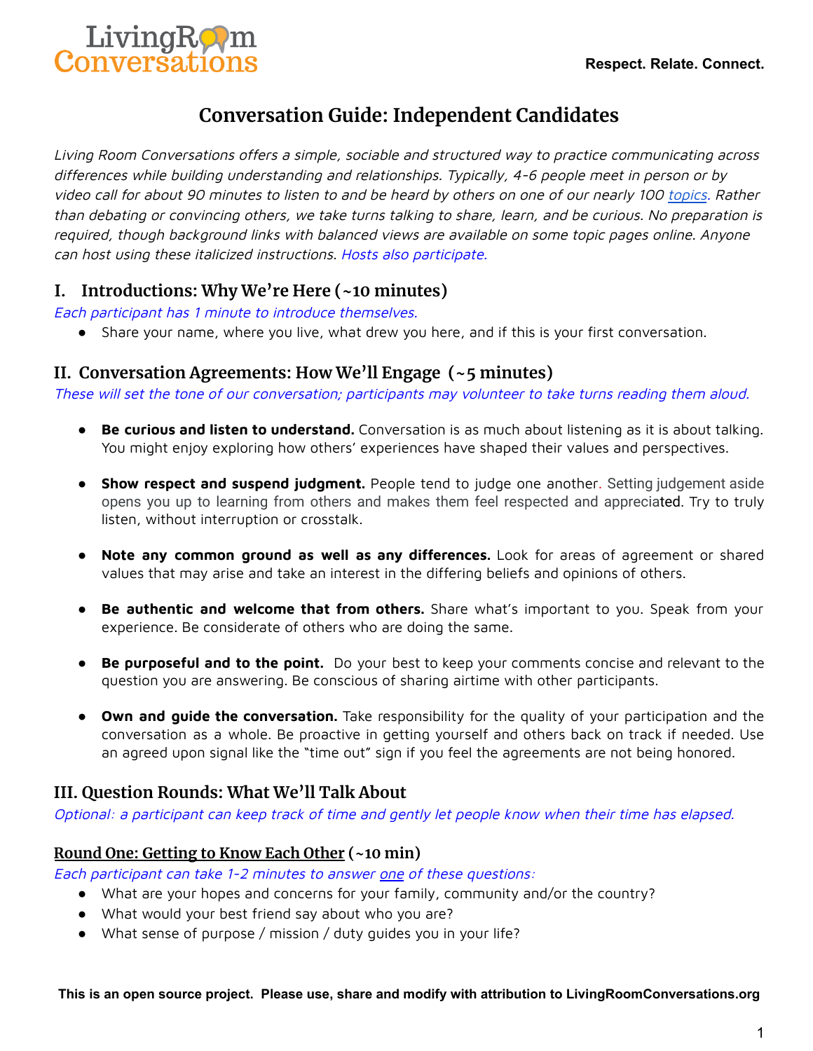Living Room Conversations

**Respect. Relate. Connect.**

# Conversation Guide: Independent Candidates

*Living Room Conversations offers a simple, sociable and structured way to practice communicating across differences while building understanding and relationships. Typically, 4-6 people meet in person or by video call for about 90 minutes to listen to and be heard by others on one of our nearly 100 topics. Rather than debating or convincing others, we take turns talking to share, learn, and be curious. No preparation is required, though background links with balanced views are available on some topic pages online. Anyone can host using these italicized instructions. Hosts also participate.*

## I. Introductions: Why We're Here (~10 minutes)

*Each participant has 1 minute to introduce themselves.*

- Share your name, where you live, what drew you here, and if this is your first conversation.

## II. Conversation Agreements: How We'll Engage (~5 minutes)

*These will set the tone of our conversation; participants may volunteer to take turns reading them aloud.*

- **Be curious and listen to understand.** Conversation is as much about listening as it is about talking. You might enjoy exploring how others' experiences have shaped their values and perspectives.
- **Show respect and suspend judgment.** People tend to judge one another. Setting judgement aside opens you up to learning from others and makes them feel respected and appreciated. Try to truly listen, without interruption or crosstalk.
- **Note any common ground as well as any differences.** Look for areas of agreement or shared values that may arise and take an interest in the differing beliefs and opinions of others.
- **Be authentic and welcome that from others.** Share what's important to you. Speak from your experience. Be considerate of others who are doing the same.
- **Be purposeful and to the point.** Do your best to keep your comments concise and relevant to the question you are answering. Be conscious of sharing airtime with other participants.
- **Own and guide the conversation.** Take responsibility for the quality of your participation and the conversation as a whole. Be proactive in getting yourself and others back on track if needed. Use an agreed upon signal like the "time out" sign if you feel the agreements are not being honored.

## III. Question Rounds: What We'll Talk About

*Optional: a participant can keep track of time and gently let people know when their time has elapsed.*

### Round One: Getting to Know Each Other (~10 min)

*Each participant can take 1-2 minutes to answer one of these questions:*

- What are your hopes and concerns for your family, community and/or the country?
- What would your best friend say about who you are?
- What sense of purpose / mission / duty guides you in your life?

**This is an open source project. Please use, share and modify with attribution to LivingRoomConversations.org**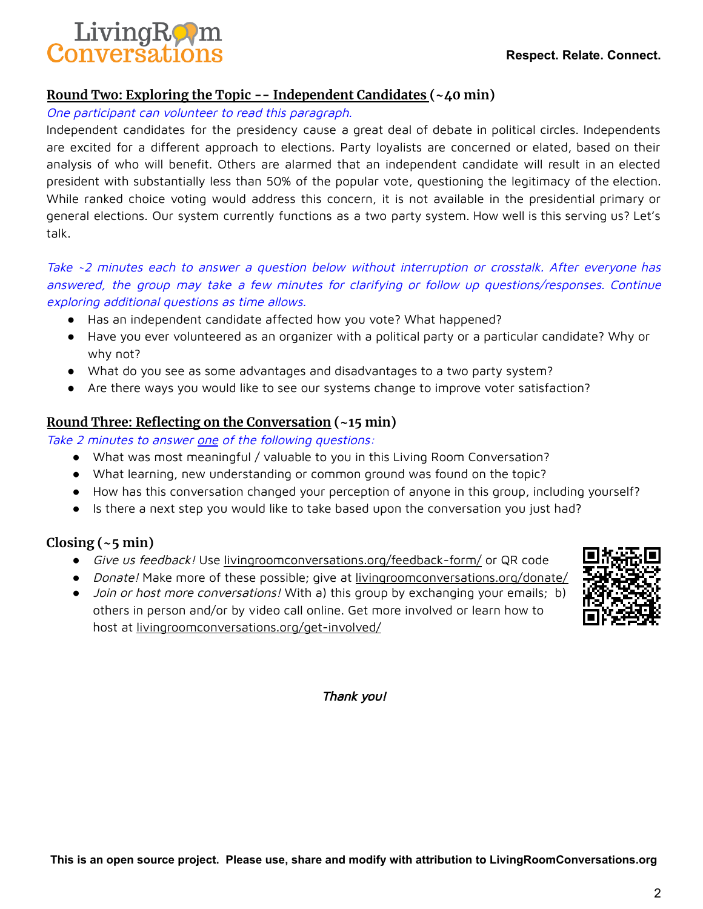## Round Two: Exploring the Topic -- Independent Candidates (~40 min)

*One participant can volunteer to read this paragraph.*

Independent candidates for the presidency cause a great deal of debate in political circles. Independents are excited for a different approach to elections. Party loyalists are concerned or elated, based on their analysis of who will benefit. Others are alarmed that an independent candidate will result in an elected president with substantially less than 50% of the popular vote, questioning the legitimacy of the election. While ranked choice voting would address this concern, it is not available in the presidential primary or general elections. Our system currently functions as a two party system. How well is this serving us? Let's talk.

*Take ~2 minutes each to answer a question below without interruption or crosstalk. After everyone has answered, the group may take a few minutes for clarifying or follow up questions/responses. Continue exploring additional questions as time allows.*

- Has an independent candidate affected how you vote? What happened?
- Have you ever volunteered as an organizer with a political party or a particular candidate? Why or why not?
- What do you see as some advantages and disadvantages to a two party system?
- Are there ways you would like to see our systems change to improve voter satisfaction?

## Round Three: Reflecting on the Conversation (~15 min)

*Take 2 minutes to answer one of the following questions:*

- What was most meaningful / valuable to you in this Living Room Conversation?
- What learning, new understanding or common ground was found on the topic?
- How has this conversation changed your perception of anyone in this group, including yourself?
- Is there a next step you would like to take based upon the conversation you just had?

## Closing (~5 min)

- *Give us feedback!* Use livingroomconversations.org/feedback-form/ or QR code
- *Donate!* Make more of these possible; give at livingroomconversations.org/donate/
- *Join or host more conversations!* With a) this group by exchanging your emails; b) others in person and/or by video call online. Get more involved or learn how to host at livingroomconversations.org/get-involved/

*Thank you!*

**This is an open source project. Please use, share and modify with attribution to LivingRoomConversations.org**